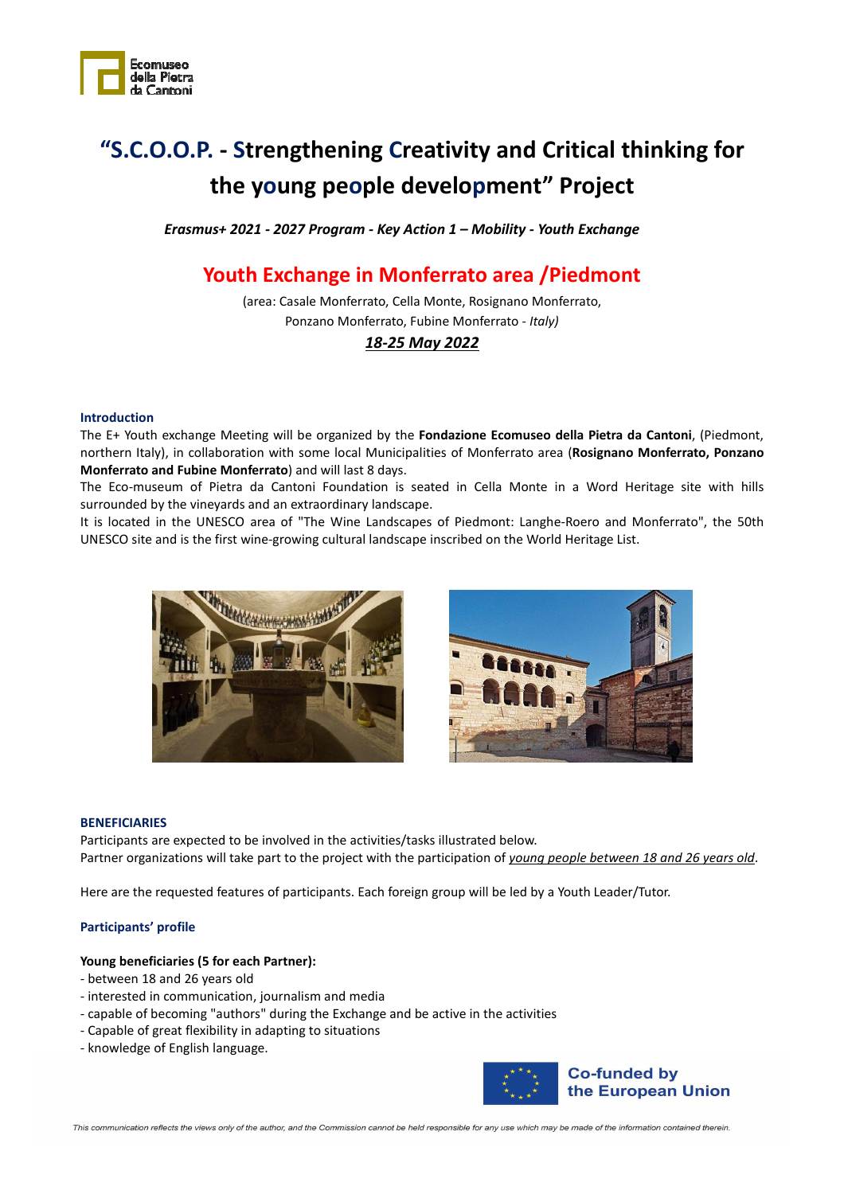# "S.C.O.O.P. - Strengthening Creativity and Critical thinking for the young people development" Project

*Erasmus+ 2021 - 2027 Program - Key Action 1 – Mobility - Youth Exchange*

## Youth Exchange in Monferrato area /Piedmont

(area: Casale Monferrato, Cella Monte, Rosignano Monferrato, Ponzano Monferrato, Fubine Monferrato - *Italy)*

***18-25 May 2022***

### Introduction

The E+ Youth exchange Meeting will be organized by the **Fondazione Ecomuseo della Pietra da Cantoni**, (Piedmont, northern Italy), in collaboration with some local Municipalities of Monferrato area (**Rosignano Monferrato, Ponzano Monferrato and Fubine Monferrato**) and will last 8 days.

The Eco-museum of Pietra da Cantoni Foundation is seated in Cella Monte in a Word Heritage site with hills surrounded by the vineyards and an extraordinary landscape.

It is located in the UNESCO area of "The Wine Landscapes of Piedmont: Langhe-Roero and Monferrato", the 50th UNESCO site and is the first wine-growing cultural landscape inscribed on the World Heritage List.

### BENEFICIARIES

Participants are expected to be involved in the activities/tasks illustrated below.
Partner organizations will take part to the project with the participation of *young people between 18 and 26 years old*.

Here are the requested features of participants. Each foreign group will be led by a Youth Leader/Tutor.

### Participants' profile

**Young beneficiaries (5 for each Partner):**

- between 18 and 26 years old
- interested in communication, journalism and media
- capable of becoming "authors" during the Exchange and be active in the activities
- Capable of great flexibility in adapting to situations
- knowledge of English language.

Co-funded by the European Union

*This communication reflects the views only of the author, and the Commission cannot be held responsible for any use which may be made of the information contained therein.*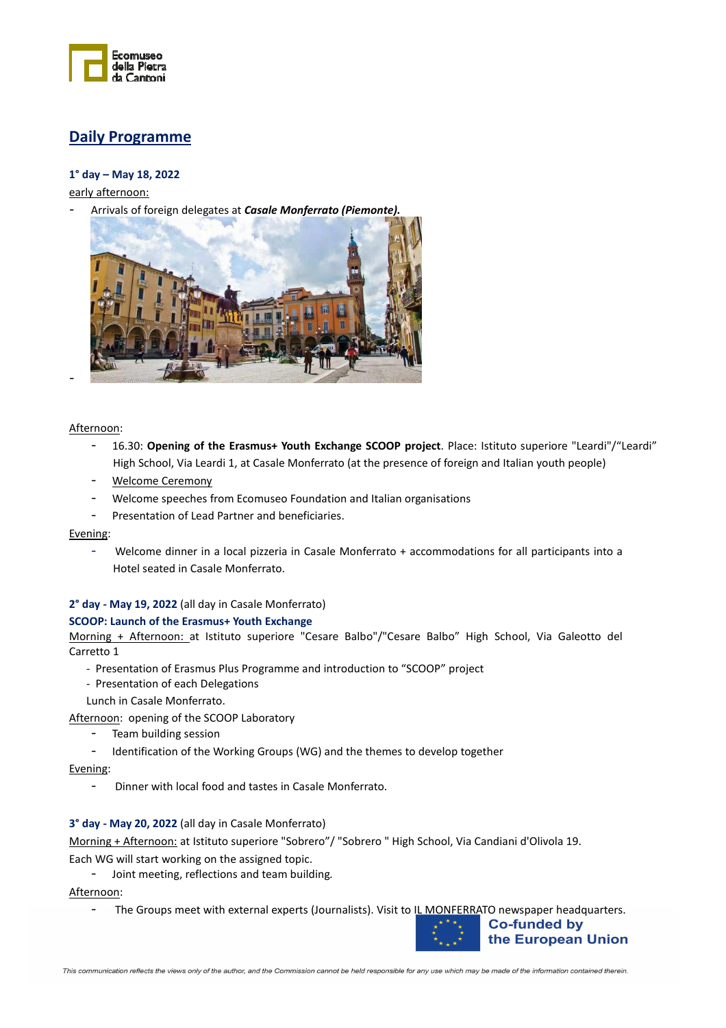## Daily Programme

**1° day – May 18, 2022**

early afternoon:

- Arrivals of foreign delegates at ***Casale Monferrato (Piemonte).***

Afternoon:

- 16.30: **Opening of the Erasmus+ Youth Exchange SCOOP project**. Place: Istituto superiore "Leardi"/"Leardi" High School, Via Leardi 1, at Casale Monferrato (at the presence of foreign and Italian youth people)
- Welcome Ceremony
- Welcome speeches from Ecomuseo Foundation and Italian organisations
- Presentation of Lead Partner and beneficiaries.

Evening:

- Welcome dinner in a local pizzeria in Casale Monferrato + accommodations for all participants into a Hotel seated in Casale Monferrato.

**2° day - May 19, 2022** (all day in Casale Monferrato)

**SCOOP: Launch of the Erasmus+ Youth Exchange**

Morning + Afternoon: at Istituto superiore "Cesare Balbo"/"Cesare Balbo" High School, Via Galeotto del Carretto 1

- Presentation of Erasmus Plus Programme and introduction to "SCOOP" project
- Presentation of each Delegations

Lunch in Casale Monferrato.

Afternoon: opening of the SCOOP Laboratory

- Team building session
- Identification of the Working Groups (WG) and the themes to develop together

Evening:

- Dinner with local food and tastes in Casale Monferrato.

**3° day - May 20, 2022** (all day in Casale Monferrato)

Morning + Afternoon: at Istituto superiore "Sobrero"/ "Sobrero " High School, Via Candiani d'Olivola 19.

Each WG will start working on the assigned topic.

- Joint meeting, reflections and team building.

Afternoon:

- The Groups meet with external experts (Journalists). Visit to IL MONFERRATO newspaper headquarters.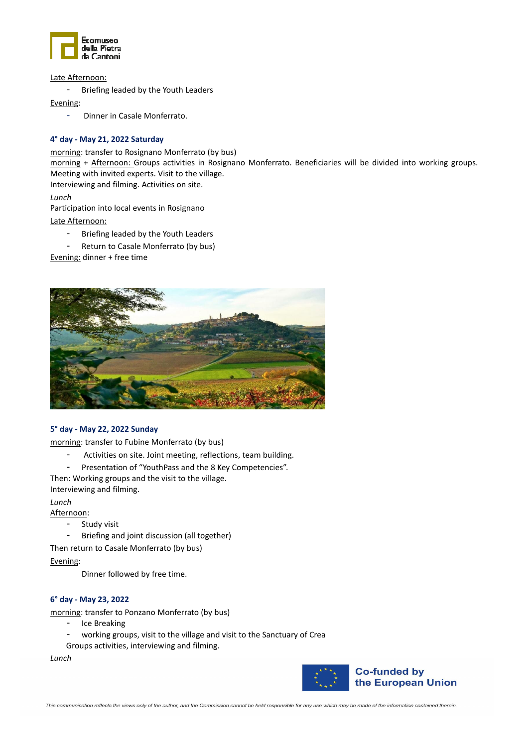Late Afternoon:

- Briefing leaded by the Youth Leaders

Evening:

- Dinner in Casale Monferrato.

**4° day - May 21, 2022 Saturday**

morning: transfer to Rosignano Monferrato (by bus)

morning + Afternoon: Groups activities in Rosignano Monferrato. Beneficiaries will be divided into working groups. Meeting with invited experts. Visit to the village.
Interviewing and filming. Activities on site.

*Lunch*

Participation into local events in Rosignano

Late Afternoon:

- Briefing leaded by the Youth Leaders
- Return to Casale Monferrato (by bus)

Evening: dinner + free time

**5° day - May 22, 2022 Sunday**

morning: transfer to Fubine Monferrato (by bus)

- Activities on site. Joint meeting, reflections, team building.
- Presentation of "YouthPass and the 8 Key Competencies".

Then: Working groups and the visit to the village.
Interviewing and filming.

*Lunch*

Afternoon:

- Study visit
- Briefing and joint discussion (all together)

Then return to Casale Monferrato (by bus)

Evening:

Dinner followed by free time.

**6° day - May 23, 2022**

morning: transfer to Ponzano Monferrato (by bus)

- Ice Breaking
- working groups, visit to the village and visit to the Sanctuary of Crea

Groups activities, interviewing and filming.

*Lunch*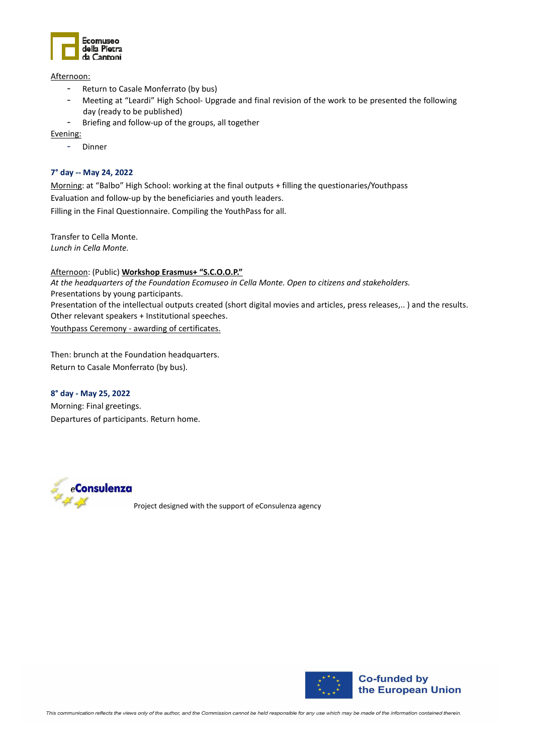Afternoon:

- Return to Casale Monferrato (by bus)
- Meeting at "Leardi" High School- Upgrade and final revision of the work to be presented the following day (ready to be published)
- Briefing and follow-up of the groups, all together

Evening:

- Dinner

### 7° day -- May 24, 2022

Morning: at "Balbo" High School: working at the final outputs + filling the questionaries/Youthpass
Evaluation and follow-up by the beneficiaries and youth leaders.
Filling in the Final Questionnaire. Compiling the YouthPass for all.

Transfer to Cella Monte.
*Lunch in Cella Monte.*

Afternoon: (Public) **Workshop Erasmus+ "S.C.O.O.P."**
*At the headquarters of the Foundation Ecomuseo in Cella Monte. Open to citizens and stakeholders.*
Presentations by young participants.
Presentation of the intellectual outputs created (short digital movies and articles, press releases,.. ) and the results.
Other relevant speakers + Institutional speeches.
Youthpass Ceremony - awarding of certificates.

Then: brunch at the Foundation headquarters.
Return to Casale Monferrato (by bus).

### 8° day - May 25, 2022

Morning: Final greetings.
Departures of participants. Return home.

Project designed with the support of eConsulenza agency

Co-funded by the European Union

This communication reflects the views only of the author, and the Commission cannot be held responsible for any use which may be made of the information contained therein.